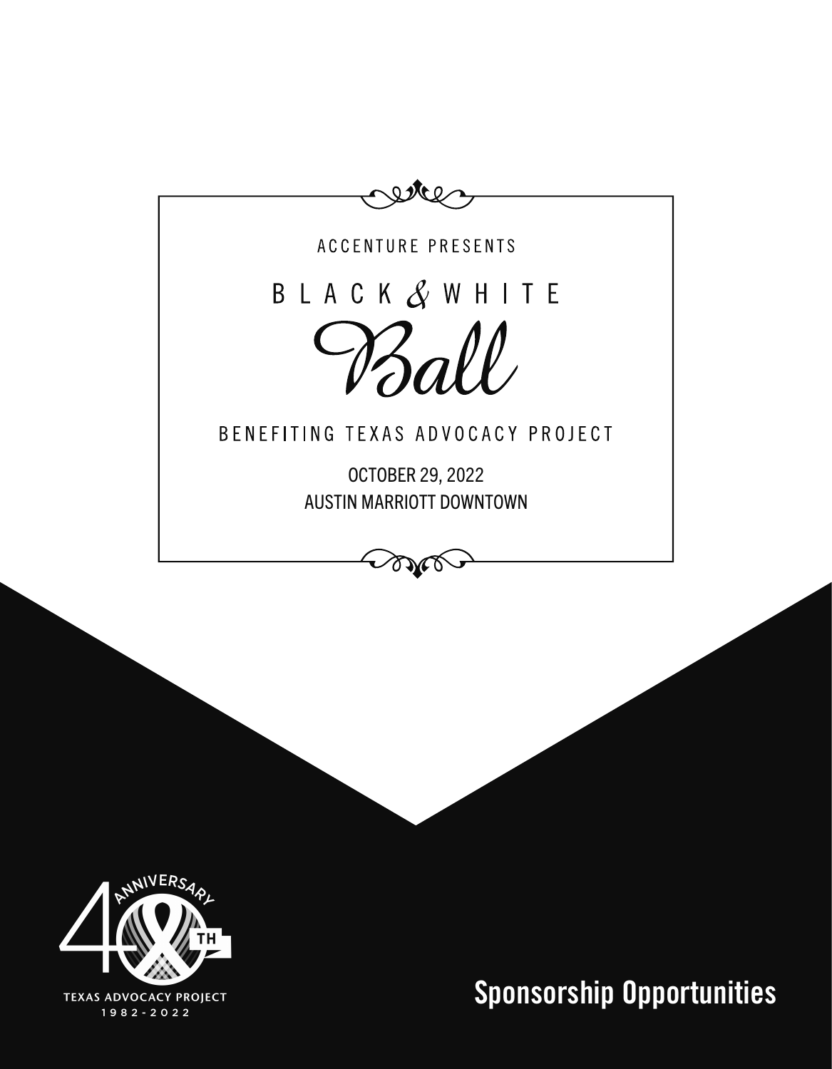ACCENTURE PRESENTS

# BLACK & WHITE Ball

BENEFITING TEXAS ADVOCACY PROJECT

OCTOBER 29, 2022
AUSTIN MARRIOTT DOWNTOWN

40TH ANNIVERSARY
TEXAS ADVOCACY PROJECT
1982-2022

## Sponsorship Opportunities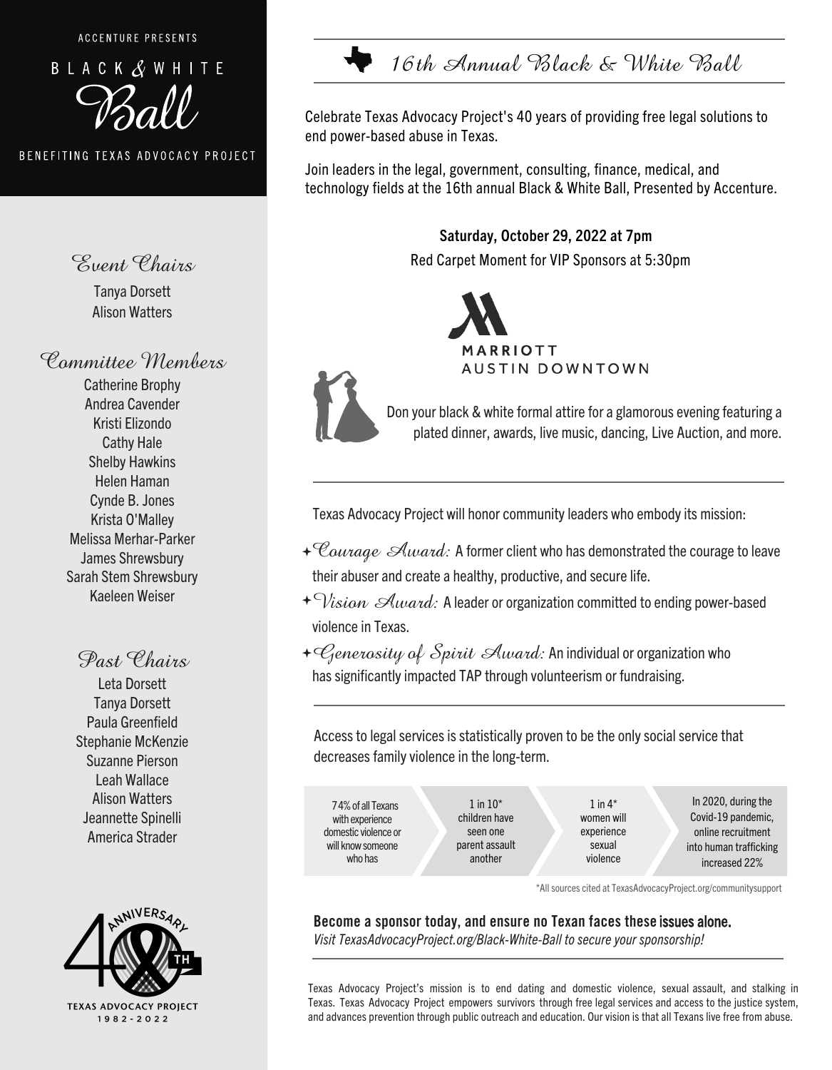ACCENTURE PRESENTS

# BLACK & WHITE Ball

BENEFITING TEXAS ADVOCACY PROJECT

## Event Chairs

Tanya Dorsett
Alison Watters

## Committee Members

Catherine Brophy
Andrea Cavender
Kristi Elizondo
Cathy Hale
Shelby Hawkins
Helen Haman
Cynde B. Jones
Krista O'Malley
Melissa Merhar-Parker
James Shrewsbury
Sarah Stem Shrewsbury
Kaeleen Weiser

## Past Chairs

Leta Dorsett
Tanya Dorsett
Paula Greenfield
Stephanie McKenzie
Suzanne Pierson
Leah Wallace
Alison Watters
Jeannette Spinelli
America Strader

40TH ANNIVERSARY
TEXAS ADVOCACY PROJECT
1982-2022

## 16th Annual Black & White Ball

Celebrate Texas Advocacy Project's 40 years of providing free legal solutions to end power-based abuse in Texas.

Join leaders in the legal, government, consulting, finance, medical, and technology fields at the 16th annual Black & White Ball, Presented by Accenture.

**Saturday, October 29, 2022 at 7pm**

Red Carpet Moment for VIP Sponsors at 5:30pm

MARRIOTT
AUSTIN DOWNTOWN

Don your black & white formal attire for a glamorous evening featuring a plated dinner, awards, live music, dancing, Live Auction, and more.

Texas Advocacy Project will honor community leaders who embody its mission:

- *Courage Award:* A former client who has demonstrated the courage to leave their abuser and create a healthy, productive, and secure life.
- *Vision Award:* A leader or organization committed to ending power-based violence in Texas.
- *Generosity of Spirit Award:* An individual or organization who has significantly impacted TAP through volunteerism or fundraising.

Access to legal services is statistically proven to be the only social service that decreases family violence in the long-term.

74% of all Texans with experience domestic violence or will know someone who has

1 in 10* children have seen one parent assault another

1 in 4* women will experience sexual violence

In 2020, during the Covid-19 pandemic, online recruitment into human trafficking increased 22%

*All sources cited at TexasAdvocacyProject.org/communitysupport

**Become a sponsor today, and ensure no Texan faces these issues alone.**

*Visit TexasAdvocacyProject.org/Black-White-Ball to secure your sponsorship!*

Texas Advocacy Project's mission is to end dating and domestic violence, sexual assault, and stalking in Texas. Texas Advocacy Project empowers survivors through free legal services and access to the justice system, and advances prevention through public outreach and education. Our vision is that all Texans live free from abuse.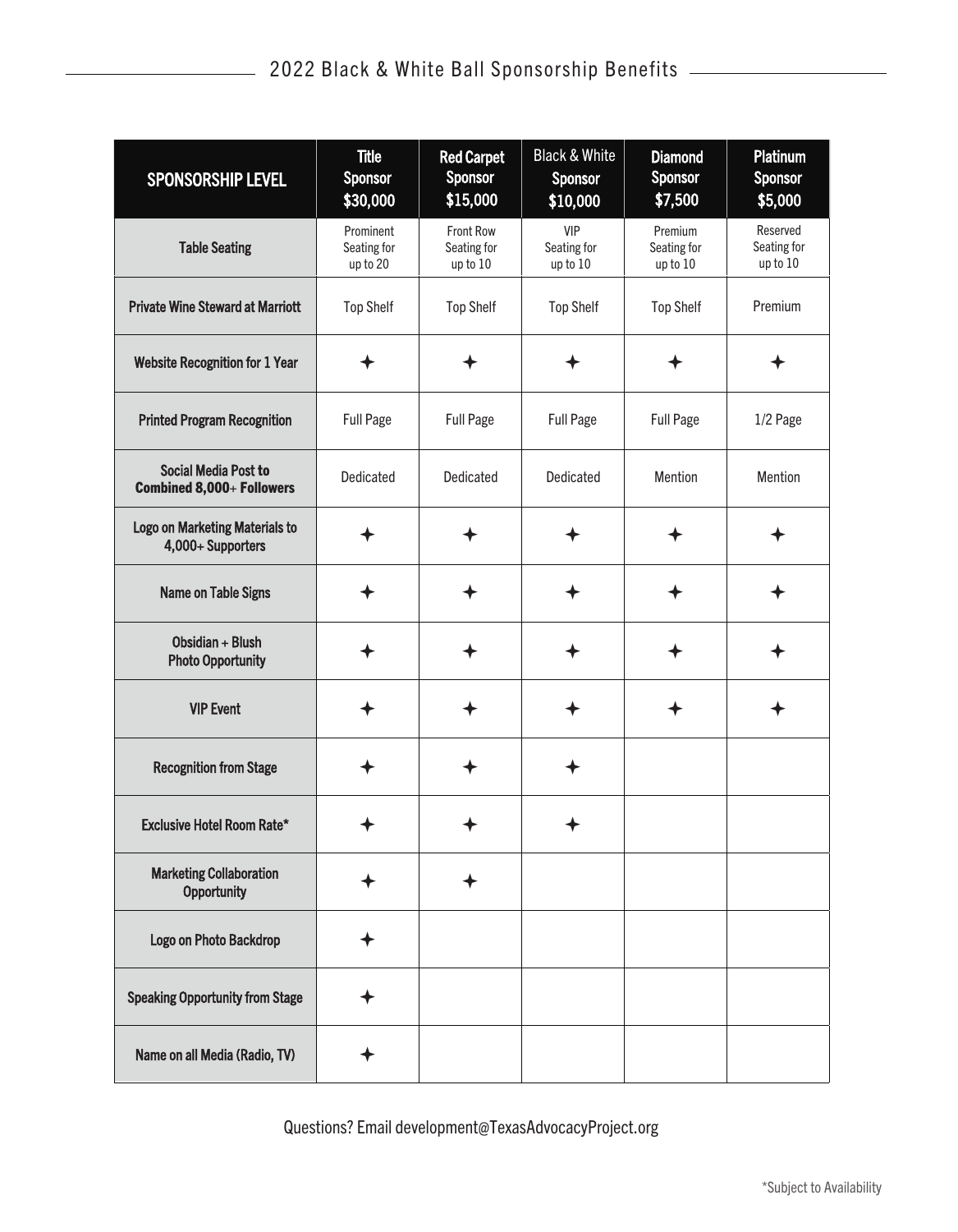## 2022 Black & White Ball Sponsorship Benefits

| SPONSORSHIP LEVEL | Title Sponsor $30,000 | Red Carpet Sponsor $15,000 | Black & White Sponsor $10,000 | Diamond Sponsor $7,500 | Platinum Sponsor $5,000 |
|---|---|---|---|---|---|
| Table Seating | Prominent Seating for up to 20 | Front Row Seating for up to 10 | VIP Seating for up to 10 | Premium Seating for up to 10 | Reserved Seating for up to 10 |
| Private Wine Steward at Marriott | Top Shelf | Top Shelf | Top Shelf | Top Shelf | Premium |
| Website Recognition for 1 Year | ✦ | ✦ | ✦ | ✦ | ✦ |
| Printed Program Recognition | Full Page | Full Page | Full Page | Full Page | 1/2 Page |
| Social Media Post to Combined 8,000+ Followers | Dedicated | Dedicated | Dedicated | Mention | Mention |
| Logo on Marketing Materials to 4,000+ Supporters | ✦ | ✦ | ✦ | ✦ | ✦ |
| Name on Table Signs | ✦ | ✦ | ✦ | ✦ | ✦ |
| Obsidian + Blush Photo Opportunity | ✦ | ✦ | ✦ | ✦ | ✦ |
| VIP Event | ✦ | ✦ | ✦ | ✦ | ✦ |
| Recognition from Stage | ✦ | ✦ | ✦ | | |
| Exclusive Hotel Room Rate* | ✦ | ✦ | ✦ | | |
| Marketing Collaboration Opportunity | ✦ | ✦ | | | |
| Logo on Photo Backdrop | ✦ | | | | |
| Speaking Opportunity from Stage | ✦ | | | | |
| Name on all Media (Radio, TV) | ✦ | | | | |

Questions? Email development@TexasAdvocacyProject.org

*Subject to Availability